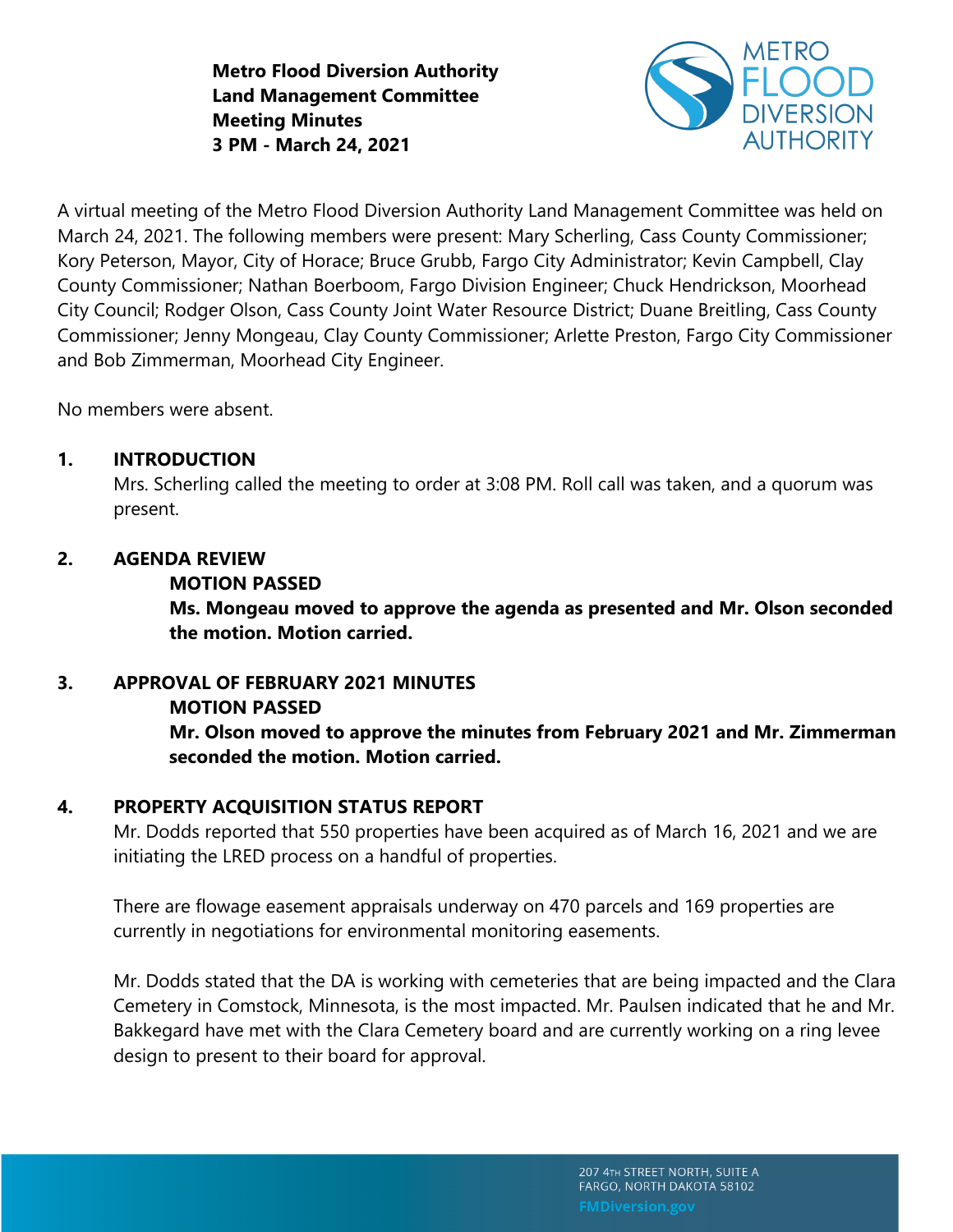**Metro Flood Diversion Authority**
**Land Management Committee**
**Meeting Minutes**
**3 PM - March 24, 2021**

A virtual meeting of the Metro Flood Diversion Authority Land Management Committee was held on March 24, 2021. The following members were present: Mary Scherling, Cass County Commissioner; Kory Peterson, Mayor, City of Horace; Bruce Grubb, Fargo City Administrator; Kevin Campbell, Clay County Commissioner; Nathan Boerboom, Fargo Division Engineer; Chuck Hendrickson, Moorhead City Council; Rodger Olson, Cass County Joint Water Resource District; Duane Breitling, Cass County Commissioner; Jenny Mongeau, Clay County Commissioner; Arlette Preston, Fargo City Commissioner and Bob Zimmerman, Moorhead City Engineer.

No members were absent.

## 1. INTRODUCTION

Mrs. Scherling called the meeting to order at 3:08 PM. Roll call was taken, and a quorum was present.

## 2. AGENDA REVIEW

**MOTION PASSED**

**Ms. Mongeau moved to approve the agenda as presented and Mr. Olson seconded the motion. Motion carried.**

## 3. APPROVAL OF FEBRUARY 2021 MINUTES

**MOTION PASSED**

**Mr. Olson moved to approve the minutes from February 2021 and Mr. Zimmerman seconded the motion. Motion carried.**

## 4. PROPERTY ACQUISITION STATUS REPORT

Mr. Dodds reported that 550 properties have been acquired as of March 16, 2021 and we are initiating the LRED process on a handful of properties.

There are flowage easement appraisals underway on 470 parcels and 169 properties are currently in negotiations for environmental monitoring easements.

Mr. Dodds stated that the DA is working with cemeteries that are being impacted and the Clara Cemetery in Comstock, Minnesota, is the most impacted. Mr. Paulsen indicated that he and Mr. Bakkegard have met with the Clara Cemetery board and are currently working on a ring levee design to present to their board for approval.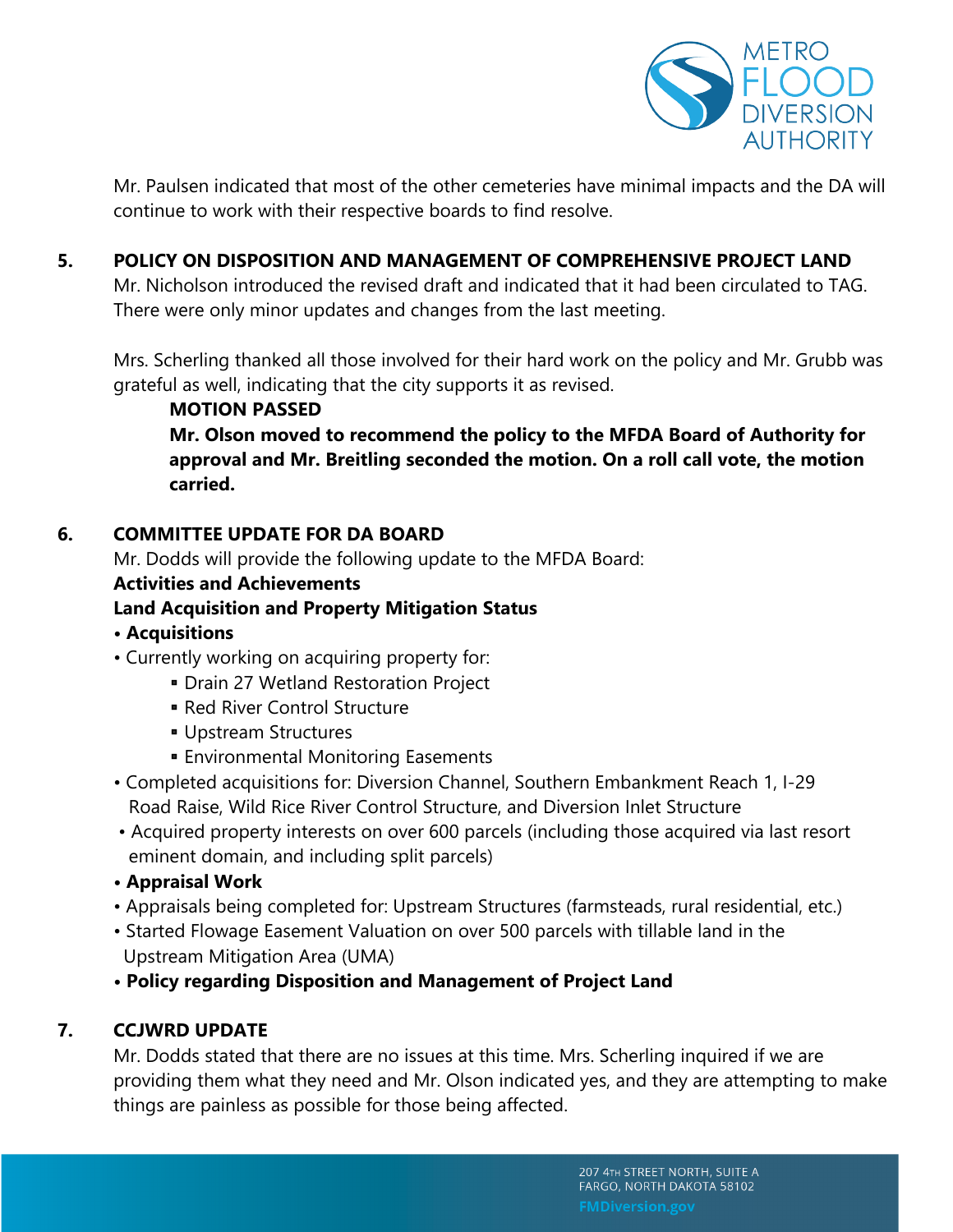Mr. Paulsen indicated that most of the other cemeteries have minimal impacts and the DA will continue to work with their respective boards to find resolve.

## 5. POLICY ON DISPOSITION AND MANAGEMENT OF COMPREHENSIVE PROJECT LAND

Mr. Nicholson introduced the revised draft and indicated that it had been circulated to TAG. There were only minor updates and changes from the last meeting.

Mrs. Scherling thanked all those involved for their hard work on the policy and Mr. Grubb was grateful as well, indicating that the city supports it as revised.

**MOTION PASSED**

**Mr. Olson moved to recommend the policy to the MFDA Board of Authority for approval and Mr. Breitling seconded the motion. On a roll call vote, the motion carried.**

## 6. COMMITTEE UPDATE FOR DA BOARD

Mr. Dodds will provide the following update to the MFDA Board:

**Activities and Achievements**

**Land Acquisition and Property Mitigation Status**

- **Acquisitions**
- Currently working on acquiring property for:
  - Drain 27 Wetland Restoration Project
  - Red River Control Structure
  - Upstream Structures
  - Environmental Monitoring Easements
- Completed acquisitions for: Diversion Channel, Southern Embankment Reach 1, I-29 Road Raise, Wild Rice River Control Structure, and Diversion Inlet Structure
- Acquired property interests on over 600 parcels (including those acquired via last resort eminent domain, and including split parcels)
- **Appraisal Work**
- Appraisals being completed for: Upstream Structures (farmsteads, rural residential, etc.)
- Started Flowage Easement Valuation on over 500 parcels with tillable land in the Upstream Mitigation Area (UMA)
- **Policy regarding Disposition and Management of Project Land**

## 7. CCJWRD UPDATE

Mr. Dodds stated that there are no issues at this time. Mrs. Scherling inquired if we are providing them what they need and Mr. Olson indicated yes, and they are attempting to make things are painless as possible for those being affected.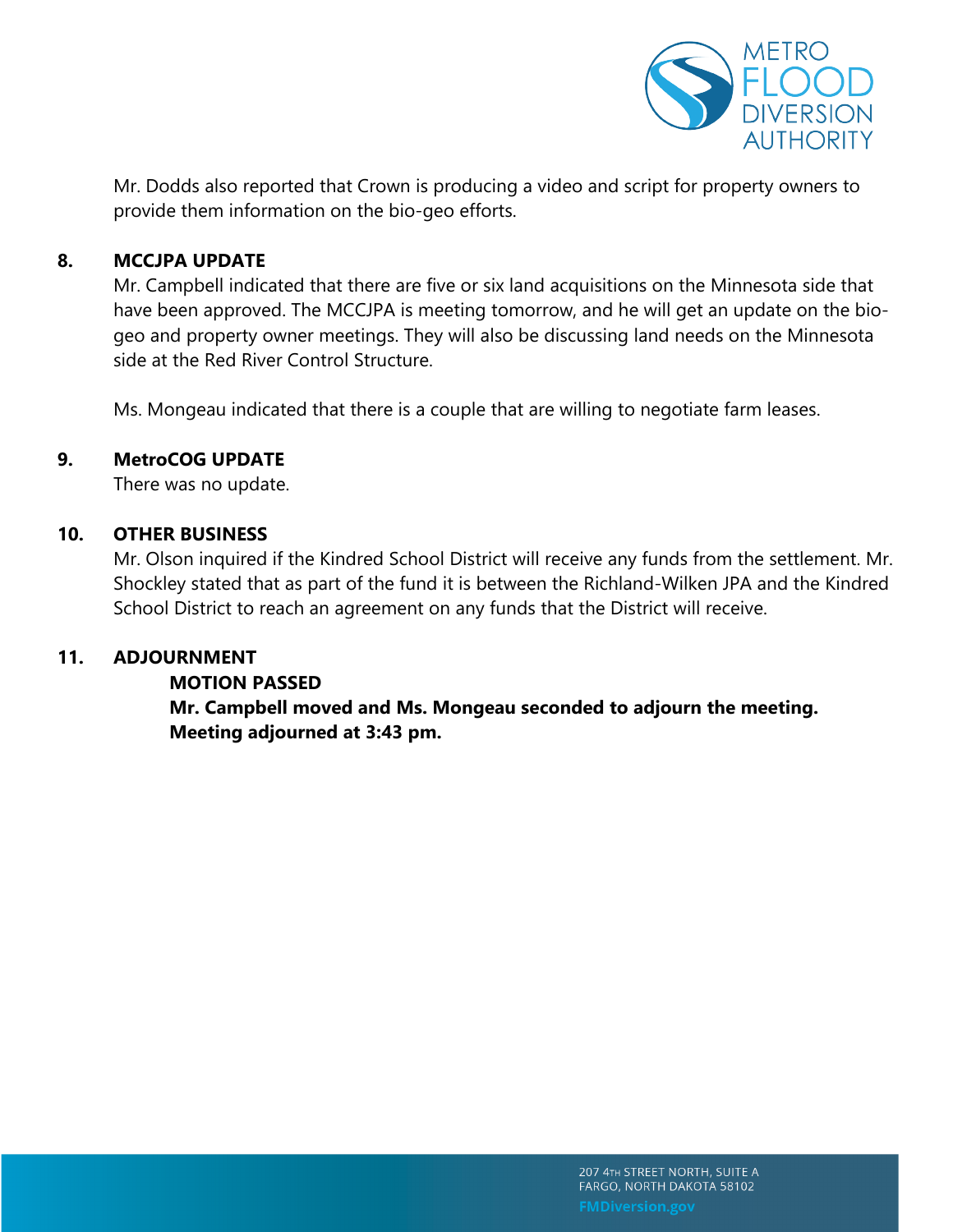Mr. Dodds also reported that Crown is producing a video and script for property owners to provide them information on the bio-geo efforts.

## 8. MCCJPA UPDATE

Mr. Campbell indicated that there are five or six land acquisitions on the Minnesota side that have been approved. The MCCJPA is meeting tomorrow, and he will get an update on the bio-geo and property owner meetings. They will also be discussing land needs on the Minnesota side at the Red River Control Structure.

Ms. Mongeau indicated that there is a couple that are willing to negotiate farm leases.

## 9. MetroCOG UPDATE

There was no update.

## 10. OTHER BUSINESS

Mr. Olson inquired if the Kindred School District will receive any funds from the settlement. Mr. Shockley stated that as part of the fund it is between the Richland-Wilken JPA and the Kindred School District to reach an agreement on any funds that the District will receive.

## 11. ADJOURNMENT

**MOTION PASSED**
**Mr. Campbell moved and Ms. Mongeau seconded to adjourn the meeting. Meeting adjourned at 3:43 pm.**